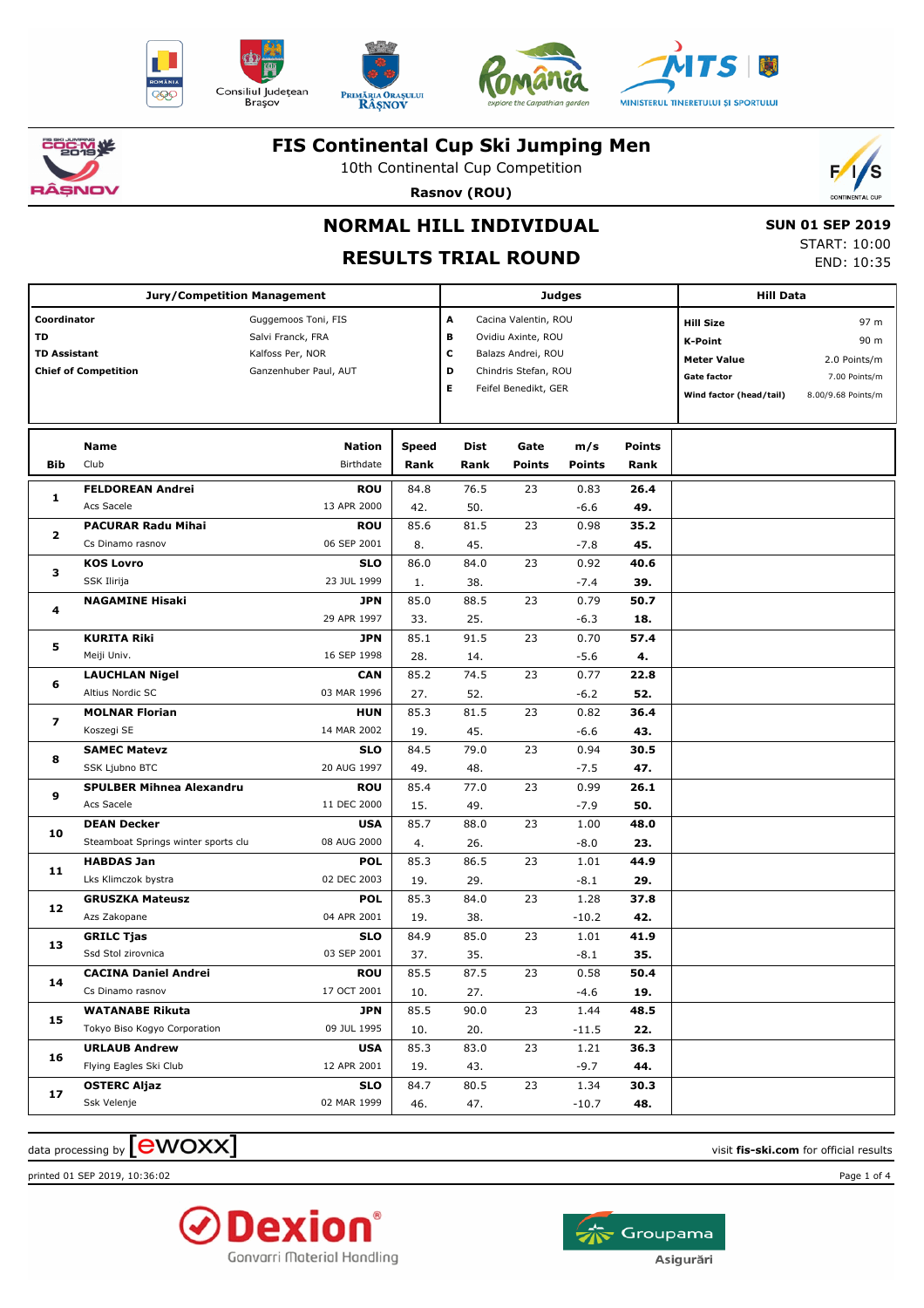# FIS Continental Cup Ski Jumping Men

10th Continental Cup Competition

**Rasnov (ROU)**

## NORMAL HILL INDIVIDUAL

## RESULTS TRIAL ROUND

**SUN 01 SEP 2019**
START: 10:00
END: 10:35

| Jury/Competition Management | | Judges | | Hill Data | |
|---|---|---|---|---|---|
| **Coordinator** | Guggemoos Toni, FIS | **A** | Cacina Valentin, ROU | **Hill Size** | 97 m |
| **TD** | Salvi Franck, FRA | **B** | Ovidiu Axinte, ROU | **K-Point** | 90 m |
| **TD Assistant** | Kalfoss Per, NOR | **C** | Balazs Andrei, ROU | **Meter Value** | 2.0 Points/m |
| **Chief of Competition** | Ganzenhuber Paul, AUT | **D** | Chindris Stefan, ROU | **Gate factor** | 7.00 Points/m |
| | | **E** | Feifel Benedikt, GER | **Wind factor (head/tail)** | 8.00/9.68 Points/m |

| Bib | Name / Club | Nation / Birthdate | Speed / Rank | Dist / Rank | Gate / Points | m/s / Points | Points / Rank |
|---|---|---|---|---|---|---|---|
| 1 | **FELDOREAN Andrei** | **ROU** | 84.8 | 76.5 | 23 | 0.83 | **26.4** |
| | Acs Sacele | 13 APR 2000 | 42. | 50. | | -6.6 | **49.** |
| 2 | **PACURAR Radu Mihai** | **ROU** | 85.6 | 81.5 | 23 | 0.98 | **35.2** |
| | Cs Dinamo rasnov | 06 SEP 2001 | 8. | 45. | | -7.8 | **45.** |
| 3 | **KOS Lovro** | **SLO** | 86.0 | 84.0 | 23 | 0.92 | **40.6** |
| | SSK Ilirija | 23 JUL 1999 | 1. | 38. | | -7.4 | **39.** |
| 4 | **NAGAMINE Hisaki** | **JPN** | 85.0 | 88.5 | 23 | 0.79 | **50.7** |
| | | 29 APR 1997 | 33. | 25. | | -6.3 | **18.** |
| 5 | **KURITA Riki** | **JPN** | 85.1 | 91.5 | 23 | 0.70 | **57.4** |
| | Meiji Univ. | 16 SEP 1998 | 28. | 14. | | -5.6 | **4.** |
| 6 | **LAUCHLAN Nigel** | **CAN** | 85.2 | 74.5 | 23 | 0.77 | **22.8** |
| | Altius Nordic SC | 03 MAR 1996 | 27. | 52. | | -6.2 | **52.** |
| 7 | **MOLNAR Florian** | **HUN** | 85.3 | 81.5 | 23 | 0.82 | **36.4** |
| | Koszegi SE | 14 MAR 2002 | 19. | 45. | | -6.6 | **43.** |
| 8 | **SAMEC Matevz** | **SLO** | 84.5 | 79.0 | 23 | 0.94 | **30.5** |
| | SSK Ljubno BTC | 20 AUG 1997 | 49. | 48. | | -7.5 | **47.** |
| 9 | **SPULBER Mihnea Alexandru** | **ROU** | 85.4 | 77.0 | 23 | 0.99 | **26.1** |
| | Acs Sacele | 11 DEC 2000 | 15. | 49. | | -7.9 | **50.** |
| 10 | **DEAN Decker** | **USA** | 85.7 | 88.0 | 23 | 1.00 | **48.0** |
| | Steamboat Springs winter sports clu | 08 AUG 2000 | 4. | 26. | | -8.0 | **23.** |
| 11 | **HABDAS Jan** | **POL** | 85.3 | 86.5 | 23 | 1.01 | **44.9** |
| | Lks Klimczok bystra | 02 DEC 2003 | 19. | 29. | | -8.1 | **29.** |
| 12 | **GRUSZKA Mateusz** | **POL** | 85.3 | 84.0 | 23 | 1.28 | **37.8** |
| | Azs Zakopane | 04 APR 2001 | 19. | 38. | | -10.2 | **42.** |
| 13 | **GRILC Tjas** | **SLO** | 84.9 | 85.0 | 23 | 1.01 | **41.9** |
| | Ssd Stol zirovnica | 03 SEP 2001 | 37. | 35. | | -8.1 | **35.** |
| 14 | **CACINA Daniel Andrei** | **ROU** | 85.5 | 87.5 | 23 | 0.58 | **50.4** |
| | Cs Dinamo rasnov | 17 OCT 2001 | 10. | 27. | | -4.6 | **19.** |
| 15 | **WATANABE Rikuta** | **JPN** | 85.5 | 90.0 | 23 | 1.44 | **48.5** |
| | Tokyo Biso Kogyo Corporation | 09 JUL 1995 | 10. | 20. | | -11.5 | **22.** |
| 16 | **URLAUB Andrew** | **USA** | 85.3 | 83.0 | 23 | 1.21 | **36.3** |
| | Flying Eagles Ski Club | 12 APR 2001 | 19. | 43. | | -9.7 | **44.** |
| 17 | **OSTERC Aljaz** | **SLO** | 84.7 | 80.5 | 23 | 1.34 | **30.3** |
| | Ssk Velenje | 02 MAR 1999 | 46. | 47. | | -10.7 | **48.** |

data processing by ewoxx — visit **fis-ski.com** for official results

printed 01 SEP 2019, 10:36:02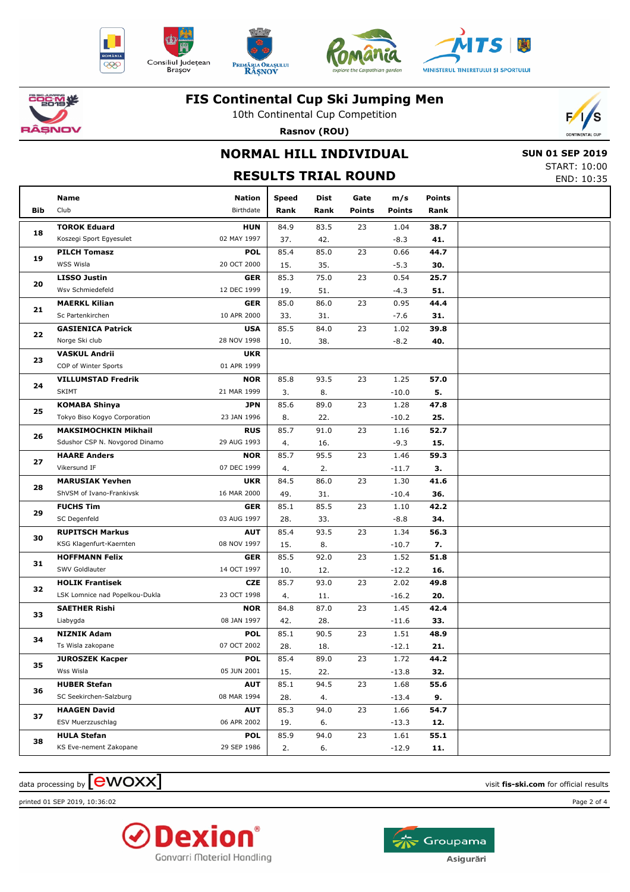# FIS Continental Cup Ski Jumping Men

10th Continental Cup Competition

**Rasnov (ROU)**

## NORMAL HILL INDIVIDUAL

## RESULTS TRIAL ROUND

**SUN 01 SEP 2019**
START: 10:00
END: 10:35

| Bib | Name / Club | Nation / Birthdate | Speed / Rank | Dist / Rank | Gate / Points | m/s / Points | Points / Rank |
|---|---|---|---|---|---|---|---|
| 18 | **TOROK Eduard** Koszegi Sport Egyesulet | **HUN** 02 MAY 1997 | 84.9 37. | 83.5 42. | 23 | 1.04 -8.3 | **38.7 41.** |
| 19 | **PILCH Tomasz** WSS Wisla | **POL** 20 OCT 2000 | 85.4 15. | 85.0 35. | 23 | 0.66 -5.3 | **44.7 30.** |
| 20 | **LISSO Justin** Wsv Schmiedefeld | **GER** 12 DEC 1999 | 85.3 19. | 75.0 51. | 23 | 0.54 -4.3 | **25.7 51.** |
| 21 | **MAERKL Kilian** Sc Partenkirchen | **GER** 10 APR 2000 | 85.0 33. | 86.0 31. | 23 | 0.95 -7.6 | **44.4 31.** |
| 22 | **GASIENICA Patrick** Norge Ski club | **USA** 28 NOV 1998 | 85.5 10. | 84.0 38. | 23 | 1.02 -8.2 | **39.8 40.** |
| 23 | **VASKUL Andrii** COP of Winter Sports | **UKR** 01 APR 1999 | | | | | |
| 24 | **VILLUMSTAD Fredrik** SKIMT | **NOR** 21 MAR 1999 | 85.8 3. | 93.5 8. | 23 | 1.25 -10.0 | **57.0 5.** |
| 25 | **KOMABA Shinya** Tokyo Biso Kogyo Corporation | **JPN** 23 JAN 1996 | 85.6 8. | 89.0 22. | 23 | 1.28 -10.2 | **47.8 25.** |
| 26 | **MAKSIMOCHKIN Mikhail** Sdushor CSP N. Novgorod Dinamo | **RUS** 29 AUG 1993 | 85.7 4. | 91.0 16. | 23 | 1.16 -9.3 | **52.7 15.** |
| 27 | **HAARE Anders** Vikersund IF | **NOR** 07 DEC 1999 | 85.7 4. | 95.5 2. | 23 | 1.46 -11.7 | **59.3 3.** |
| 28 | **MARUSIAK Yevhen** ShVSM of Ivano-Frankivsk | **UKR** 16 MAR 2000 | 84.5 49. | 86.0 31. | 23 | 1.30 -10.4 | **41.6 36.** |
| 29 | **FUCHS Tim** SC Degenfeld | **GER** 03 AUG 1997 | 85.1 28. | 85.5 33. | 23 | 1.10 -8.8 | **42.2 34.** |
| 30 | **RUPITSCH Markus** KSG Klagenfurt-Kaernten | **AUT** 08 NOV 1997 | 85.4 15. | 93.5 8. | 23 | 1.34 -10.7 | **56.3 7.** |
| 31 | **HOFFMANN Felix** SWV Goldlauter | **GER** 14 OCT 1997 | 85.5 10. | 92.0 12. | 23 | 1.52 -12.2 | **51.8 16.** |
| 32 | **HOLIK Frantisek** LSK Lomnice nad Popelkou-Dukla | **CZE** 23 OCT 1998 | 85.7 4. | 93.0 11. | 23 | 2.02 -16.2 | **49.8 20.** |
| 33 | **SAETHER Rishi** Liabygda | **NOR** 08 JAN 1997 | 84.8 42. | 87.0 28. | 23 | 1.45 -11.6 | **42.4 33.** |
| 34 | **NIZNIK Adam** Ts Wisla zakopane | **POL** 07 OCT 2002 | 85.1 28. | 90.5 18. | 23 | 1.51 -12.1 | **48.9 21.** |
| 35 | **JUROSZEK Kacper** Wss Wisla | **POL** 05 JUN 2001 | 85.4 15. | 89.0 22. | 23 | 1.72 -13.8 | **44.2 32.** |
| 36 | **HUBER Stefan** SC Seekirchen-Salzburg | **AUT** 08 MAR 1994 | 85.1 28. | 94.5 4. | 23 | 1.68 -13.4 | **55.6 9.** |
| 37 | **HAAGEN David** ESV Muerzzuschlag | **AUT** 06 APR 2002 | 85.3 19. | 94.0 6. | 23 | 1.66 -13.3 | **54.7 12.** |
| 38 | **HULA Stefan** KS Eve-nement Zakopane | **POL** 29 SEP 1986 | 85.9 2. | 94.0 6. | 23 | 1.61 -12.9 | **55.1 11.** |

data processing by ewoxx — visit **fis-ski.com** for official results

printed 01 SEP 2019, 10:36:02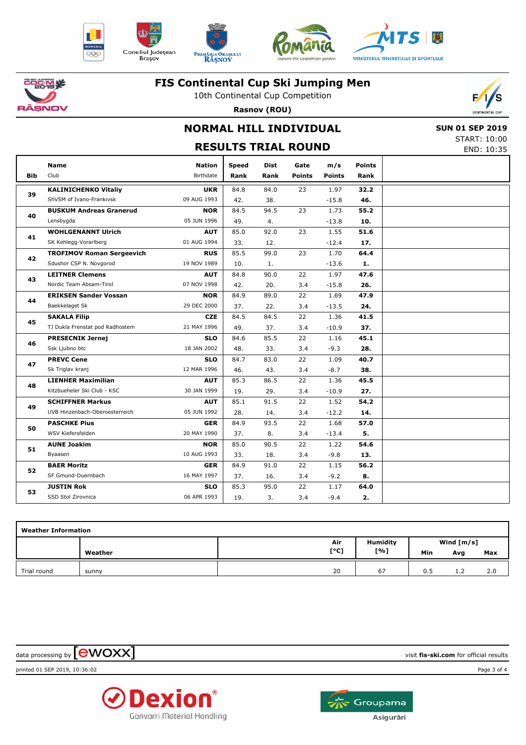# FIS Continental Cup Ski Jumping Men

10th Continental Cup Competition

**Rasnov (ROU)**

## NORMAL HILL INDIVIDUAL

## RESULTS TRIAL ROUND

**SUN 01 SEP 2019**
START: 10:00
END: 10:35

| Bib | Name / Club | Nation / Birthdate | Speed / Rank | Dist / Rank | Gate / Points | m/s / Points | Points / Rank |
|---|---|---|---|---|---|---|---|
| 39 | **KALINICHENKO Vitaliy** | **UKR** | 84.8 | 84.0 | 23 | 1.97 | **32.2** |
| | ShVSM of Ivano-Frankivsk | 09 AUG 1993 | 42. | 38. | | -15.8 | **46.** |
| 40 | **BUSKUM Andreas Granerud** | **NOR** | 84.5 | 94.5 | 23 | 1.73 | **55.2** |
| | Lensbygda | 05 JUN 1996 | 49. | 4. | | -13.8 | **10.** |
| 41 | **WOHLGENANNT Ulrich** | **AUT** | 85.0 | 92.0 | 23 | 1.55 | **51.6** |
| | SK Kehlegg-Vorarlberg | 01 AUG 1994 | 33. | 12. | | -12.4 | **17.** |
| 42 | **TROFIMOV Roman Sergeevich** | **RUS** | 85.5 | 99.0 | 23 | 1.70 | **64.4** |
| | Sdushor CSP N. Novgorod | 19 NOV 1989 | 10. | 1. | | -13.6 | **1.** |
| 43 | **LEITNER Clemens** | **AUT** | 84.8 | 90.0 | 22 | 1.97 | **47.6** |
| | Nordic Team Absam-Tirol | 07 NOV 1998 | 42. | 20. | 3.4 | -15.8 | **26.** |
| 44 | **ERIKSEN Sander Vossan** | **NOR** | 84.9 | 89.0 | 22 | 1.69 | **47.9** |
| | Baekkelaget Sk | 29 DEC 2000 | 37. | 22. | 3.4 | -13.5 | **24.** |
| 45 | **SAKALA Filip** | **CZE** | 84.5 | 84.5 | 22 | 1.36 | **41.5** |
| | TJ Dukla Frenstat pod Radhostem | 21 MAY 1996 | 49. | 37. | 3.4 | -10.9 | **37.** |
| 46 | **PRESECNIK Jernej** | **SLO** | 84.6 | 85.5 | 22 | 1.16 | **45.1** |
| | Ssk Ljubno btc | 18 JAN 2002 | 48. | 33. | 3.4 | -9.3 | **28.** |
| 47 | **PREVC Cene** | **SLO** | 84.7 | 83.0 | 22 | 1.09 | **40.7** |
| | Sk Triglav kranj | 12 MAR 1996 | 46. | 43. | 3.4 | -8.7 | **38.** |
| 48 | **LIENHER Maximilian** | **AUT** | 85.3 | 86.5 | 22 | 1.36 | **45.5** |
| | Kitzbueheler Ski Club - KSC | 30 JAN 1999 | 19. | 29. | 3.4 | -10.9 | **27.** |
| 49 | **SCHIFFNER Markus** | **AUT** | 85.1 | 91.5 | 22 | 1.52 | **54.2** |
| | UVB Hinzenbach-Oberoesterreich | 05 JUN 1992 | 28. | 14. | 3.4 | -12.2 | **14.** |
| 50 | **PASCHKE Pius** | **GER** | 84.9 | 93.5 | 22 | 1.68 | **57.0** |
| | WSV Kiefersfelden | 20 MAY 1990 | 37. | 8. | 3.4 | -13.4 | **5.** |
| 51 | **AUNE Joakim** | **NOR** | 85.0 | 90.5 | 22 | 1.22 | **54.6** |
| | Byaasen | 10 AUG 1993 | 33. | 18. | 3.4 | -9.8 | **13.** |
| 52 | **BAER Moritz** | **GER** | 84.9 | 91.0 | 22 | 1.15 | **56.2** |
| | SF Gmund-Duernbach | 16 MAY 1997 | 37. | 16. | 3.4 | -9.2 | **8.** |
| 53 | **JUSTIN Rok** | **SLO** | 85.3 | 95.0 | 22 | 1.17 | **64.0** |
| | SSD Stol Zirovnica | 06 APR 1993 | 19. | 3. | 3.4 | -9.4 | **2.** |

**Weather Information**

| | Weather | Air [°C] | Humidity [%] | Wind [m/s] Min | Avg | Max |
|---|---|---|---|---|---|---|
| Trial round | sunny | 20 | 67 | 0.5 | 1.2 | 2.0 |

data processing by ewoxx — visit **fis-ski.com** for official results

printed 01 SEP 2019, 10:36:02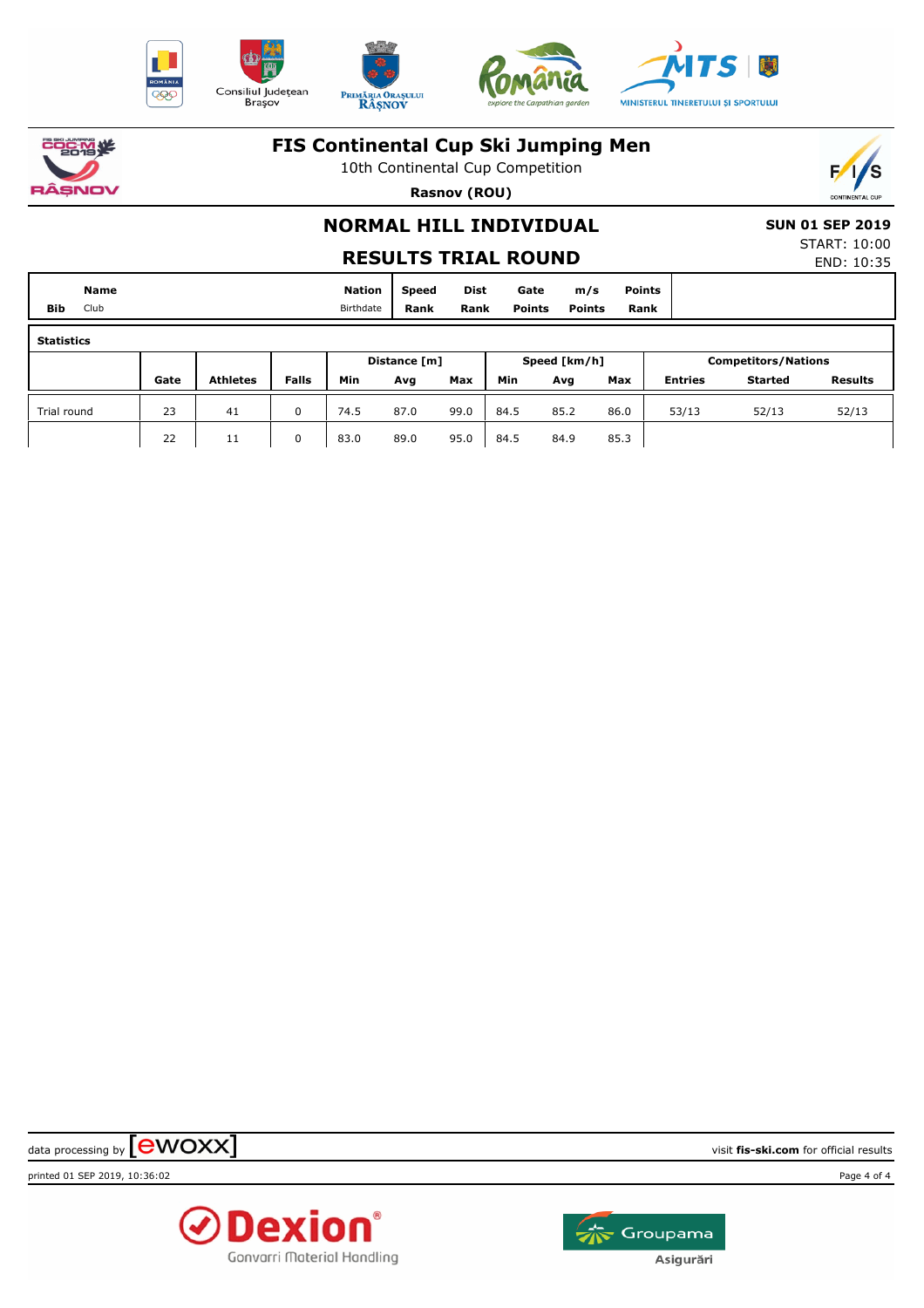# FIS Continental Cup Ski Jumping Men

10th Continental Cup Competition

**Rasnov (ROU)**

## NORMAL HILL INDIVIDUAL

## RESULTS TRIAL ROUND

**SUN 01 SEP 2019**
START: 10:00
END: 10:35

| Bib | Name Club | Nation Birthdate | Speed Rank | Dist Rank | Gate Points | m/s Points | Points Rank |
|---|---|---|---|---|---|---|---|

**Statistics**

| | Gate | Athletes | Falls | Distance [m] | | | Speed [km/h] | | | Competitors/Nations | | |
|---|---|---|---|---|---|---|---|---|---|---|---|---|
| | | | | Min | Avg | Max | Min | Avg | Max | Entries | Started | Results |
| Trial round | 23 | 41 | 0 | 74.5 | 87.0 | 99.0 | 84.5 | 85.2 | 86.0 | 53/13 | 52/13 | 52/13 |
| | 22 | 11 | 0 | 83.0 | 89.0 | 95.0 | 84.5 | 84.9 | 85.3 | | | |

data processing by [ewoxx]

visit **fis-ski.com** for official results

printed 01 SEP 2019, 10:36:02